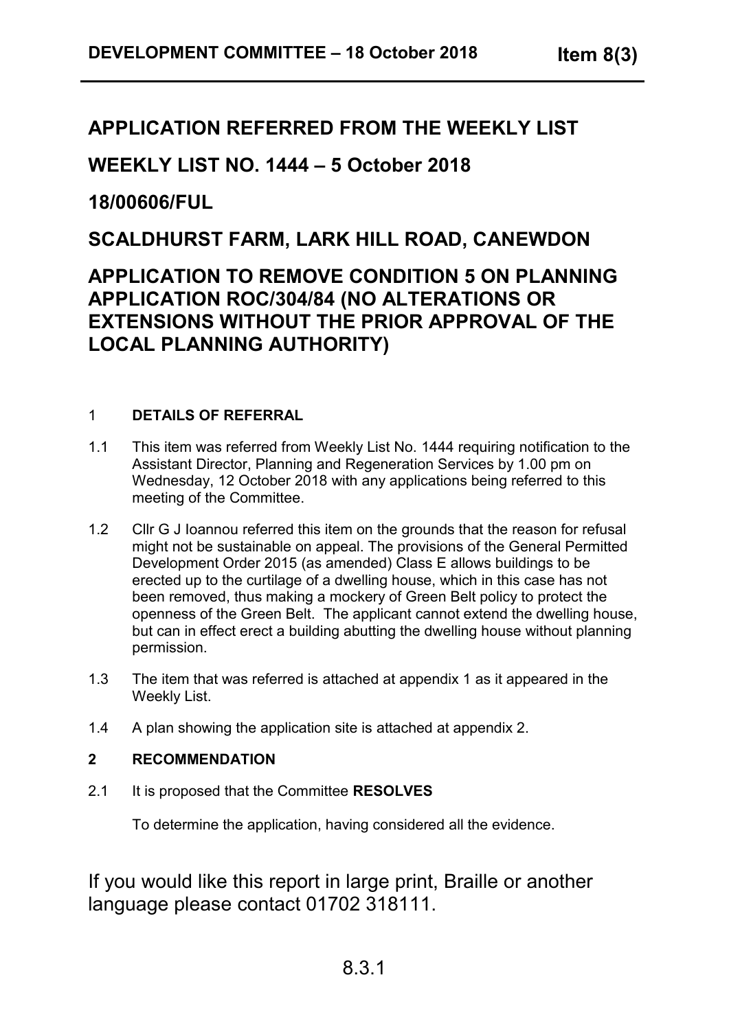# APPLICATION REFERRED FROM THE WEEKLY LIST

## WEEKLY LIST NO. 1444 – 5 October 2018

## 18/00606/FUL

## SCALDHURST FARM, LARK HILL ROAD, CANEWDON

## APPLICATION TO REMOVE CONDITION 5 ON PLANNING APPLICATION ROC/304/84 (NO ALTERATIONS OR EXTENSIONS WITHOUT THE PRIOR APPROVAL OF THE LOCAL PLANNING AUTHORITY)

### 1 DETAILS OF REFERRAL

1.1 This item was referred from Weekly List No. 1444 requiring notification to the Assistant Director, Planning and Regeneration Services by 1.00 pm on Wednesday, 12 October 2018 with any applications being referred to this meeting of the Committee.

1.2 Cllr G J Ioannou referred this item on the grounds that the reason for refusal might not be sustainable on appeal. The provisions of the General Permitted Development Order 2015 (as amended) Class E allows buildings to be erected up to the curtilage of a dwelling house, which in this case has not been removed, thus making a mockery of Green Belt policy to protect the openness of the Green Belt. The applicant cannot extend the dwelling house, but can in effect erect a building abutting the dwelling house without planning permission.

1.3 The item that was referred is attached at appendix 1 as it appeared in the Weekly List.

1.4 A plan showing the application site is attached at appendix 2.

### 2 RECOMMENDATION

2.1 It is proposed that the Committee **RESOLVES**

To determine the application, having considered all the evidence.

If you would like this report in large print, Braille or another language please contact 01702 318111.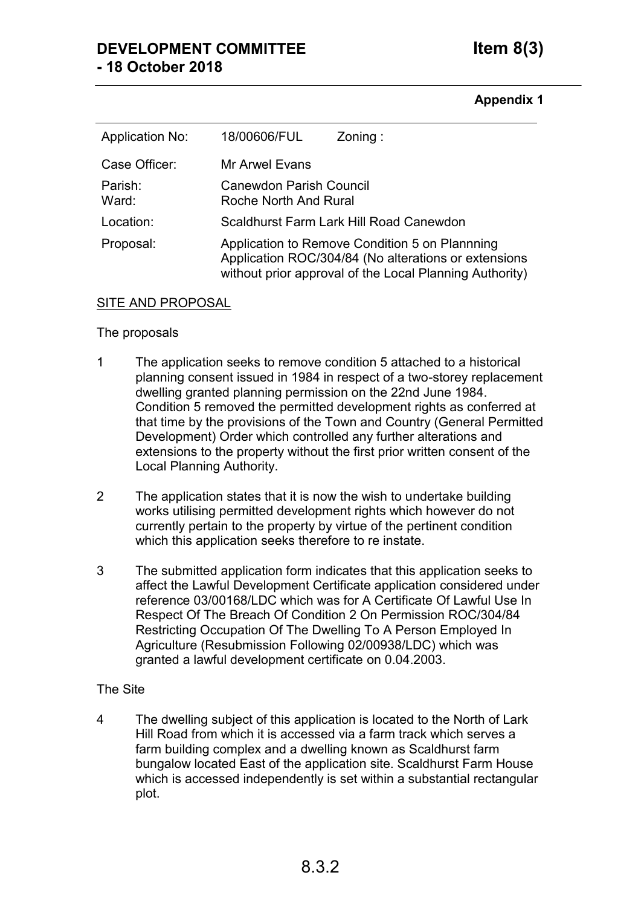**DEVELOPMENT COMMITTEE - 18 October 2018** **Item 8(3)**

**Appendix 1**

| Application No: | 18/00606/FUL | Zoning : |
|---|---|---|
| Case Officer: | Mr Arwel Evans | |
| Parish: Ward: | Canewdon Parish Council Roche North And Rural | |
| Location: | Scaldhurst Farm Lark Hill Road Canewdon | |
| Proposal: | Application to Remove Condition 5 on Plannning Application ROC/304/84 (No alterations or extensions without prior approval of the Local Planning Authority) | |

SITE AND PROPOSAL

The proposals

1 The application seeks to remove condition 5 attached to a historical planning consent issued in 1984 in respect of a two-storey replacement dwelling granted planning permission on the 22nd June 1984. Condition 5 removed the permitted development rights as conferred at that time by the provisions of the Town and Country (General Permitted Development) Order which controlled any further alterations and extensions to the property without the first prior written consent of the Local Planning Authority.

2 The application states that it is now the wish to undertake building works utilising permitted development rights which however do not currently pertain to the property by virtue of the pertinent condition which this application seeks therefore to re instate.

3 The submitted application form indicates that this application seeks to affect the Lawful Development Certificate application considered under reference 03/00168/LDC which was for A Certificate Of Lawful Use In Respect Of The Breach Of Condition 2 On Permission ROC/304/84 Restricting Occupation Of The Dwelling To A Person Employed In Agriculture (Resubmission Following 02/00938/LDC) which was granted a lawful development certificate on 0.04.2003.

The Site

4 The dwelling subject of this application is located to the North of Lark Hill Road from which it is accessed via a farm track which serves a farm building complex and a dwelling known as Scaldhurst farm bungalow located East of the application site. Scaldhurst Farm House which is accessed independently is set within a substantial rectangular plot.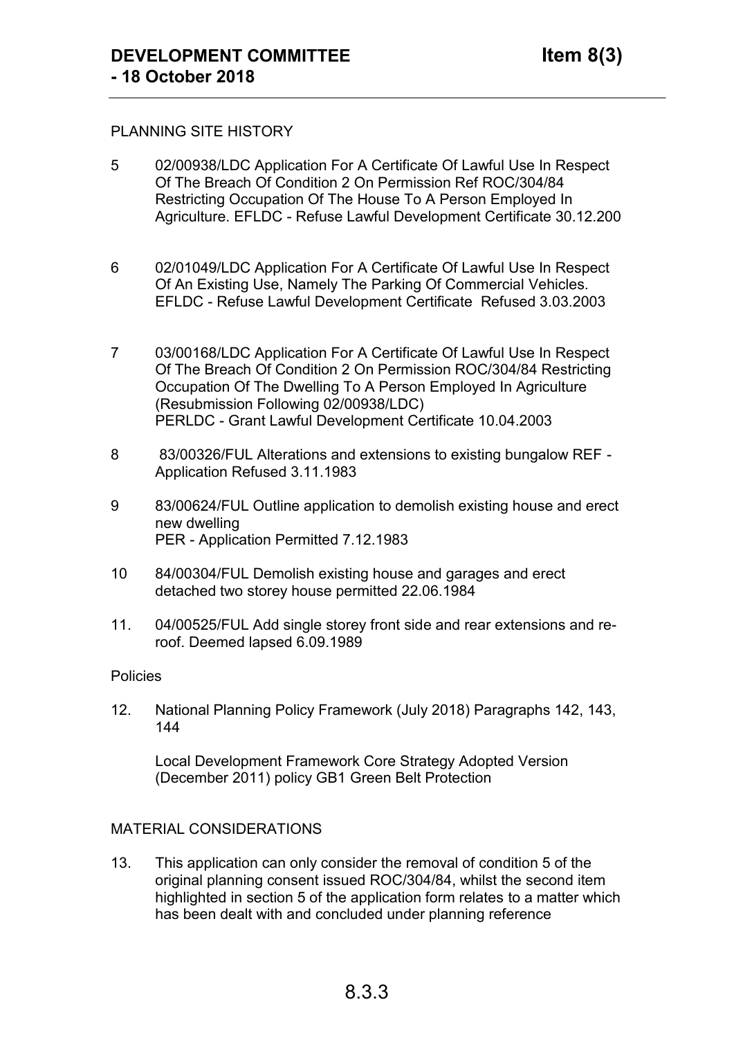PLANNING SITE HISTORY

5 02/00938/LDC Application For A Certificate Of Lawful Use In Respect Of The Breach Of Condition 2 On Permission Ref ROC/304/84 Restricting Occupation Of The House To A Person Employed In Agriculture. EFLDC - Refuse Lawful Development Certificate 30.12.200

6 02/01049/LDC Application For A Certificate Of Lawful Use In Respect Of An Existing Use, Namely The Parking Of Commercial Vehicles. EFLDC - Refuse Lawful Development Certificate Refused 3.03.2003

7 03/00168/LDC Application For A Certificate Of Lawful Use In Respect Of The Breach Of Condition 2 On Permission ROC/304/84 Restricting Occupation Of The Dwelling To A Person Employed In Agriculture (Resubmission Following 02/00938/LDC)
PERLDC - Grant Lawful Development Certificate 10.04.2003

8 83/00326/FUL Alterations and extensions to existing bungalow REF - Application Refused 3.11.1983

9 83/00624/FUL Outline application to demolish existing house and erect new dwelling
PER - Application Permitted 7.12.1983

10 84/00304/FUL Demolish existing house and garages and erect detached two storey house permitted 22.06.1984

11. 04/00525/FUL Add single storey front side and rear extensions and re-roof. Deemed lapsed 6.09.1989

Policies

12. National Planning Policy Framework (July 2018) Paragraphs 142, 143, 144

Local Development Framework Core Strategy Adopted Version (December 2011) policy GB1 Green Belt Protection

MATERIAL CONSIDERATIONS

13. This application can only consider the removal of condition 5 of the original planning consent issued ROC/304/84, whilst the second item highlighted in section 5 of the application form relates to a matter which has been dealt with and concluded under planning reference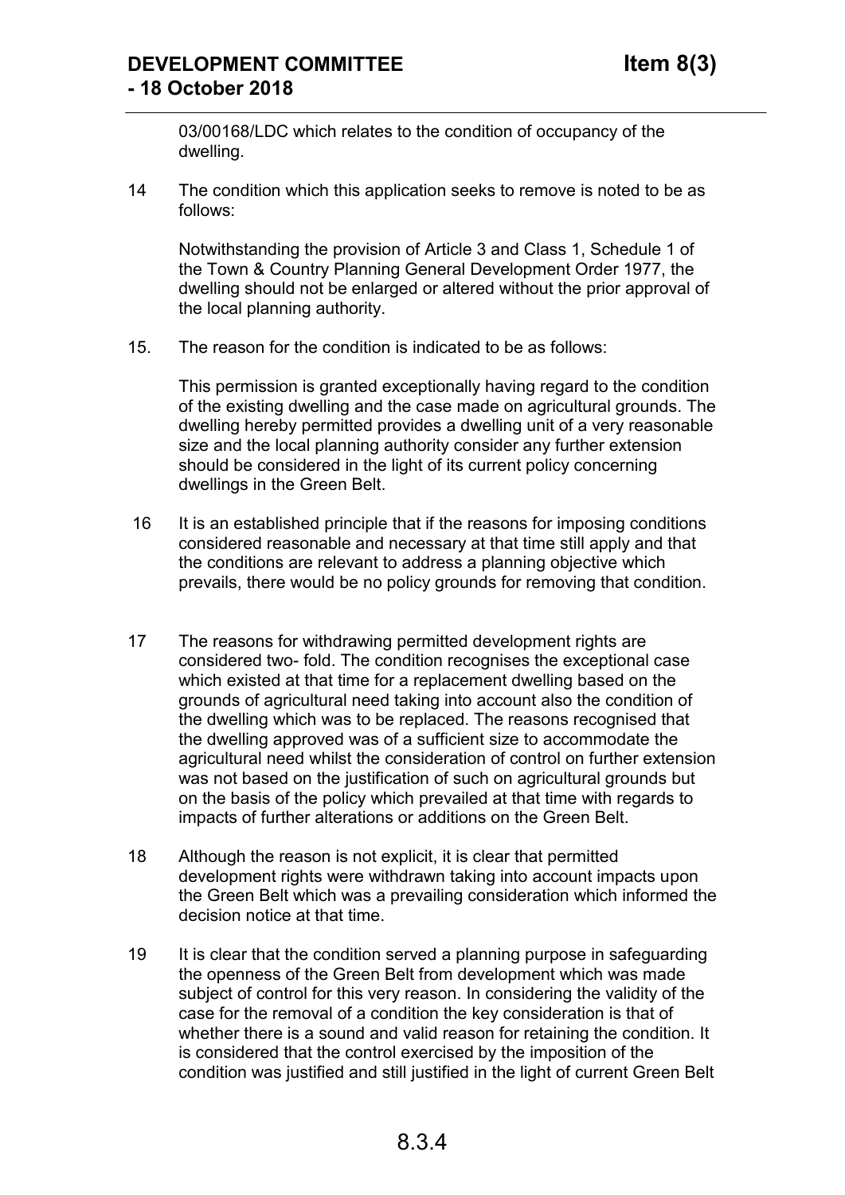03/00168/LDC which relates to the condition of occupancy of the dwelling.

14 The condition which this application seeks to remove is noted to be as follows:

Notwithstanding the provision of Article 3 and Class 1, Schedule 1 of the Town & Country Planning General Development Order 1977, the dwelling should not be enlarged or altered without the prior approval of the local planning authority.

15. The reason for the condition is indicated to be as follows:

This permission is granted exceptionally having regard to the condition of the existing dwelling and the case made on agricultural grounds. The dwelling hereby permitted provides a dwelling unit of a very reasonable size and the local planning authority consider any further extension should be considered in the light of its current policy concerning dwellings in the Green Belt.

16 It is an established principle that if the reasons for imposing conditions considered reasonable and necessary at that time still apply and that the conditions are relevant to address a planning objective which prevails, there would be no policy grounds for removing that condition.

17 The reasons for withdrawing permitted development rights are considered two- fold. The condition recognises the exceptional case which existed at that time for a replacement dwelling based on the grounds of agricultural need taking into account also the condition of the dwelling which was to be replaced. The reasons recognised that the dwelling approved was of a sufficient size to accommodate the agricultural need whilst the consideration of control on further extension was not based on the justification of such on agricultural grounds but on the basis of the policy which prevailed at that time with regards to impacts of further alterations or additions on the Green Belt.

18 Although the reason is not explicit, it is clear that permitted development rights were withdrawn taking into account impacts upon the Green Belt which was a prevailing consideration which informed the decision notice at that time.

19 It is clear that the condition served a planning purpose in safeguarding the openness of the Green Belt from development which was made subject of control for this very reason. In considering the validity of the case for the removal of a condition the key consideration is that of whether there is a sound and valid reason for retaining the condition. It is considered that the control exercised by the imposition of the condition was justified and still justified in the light of current Green Belt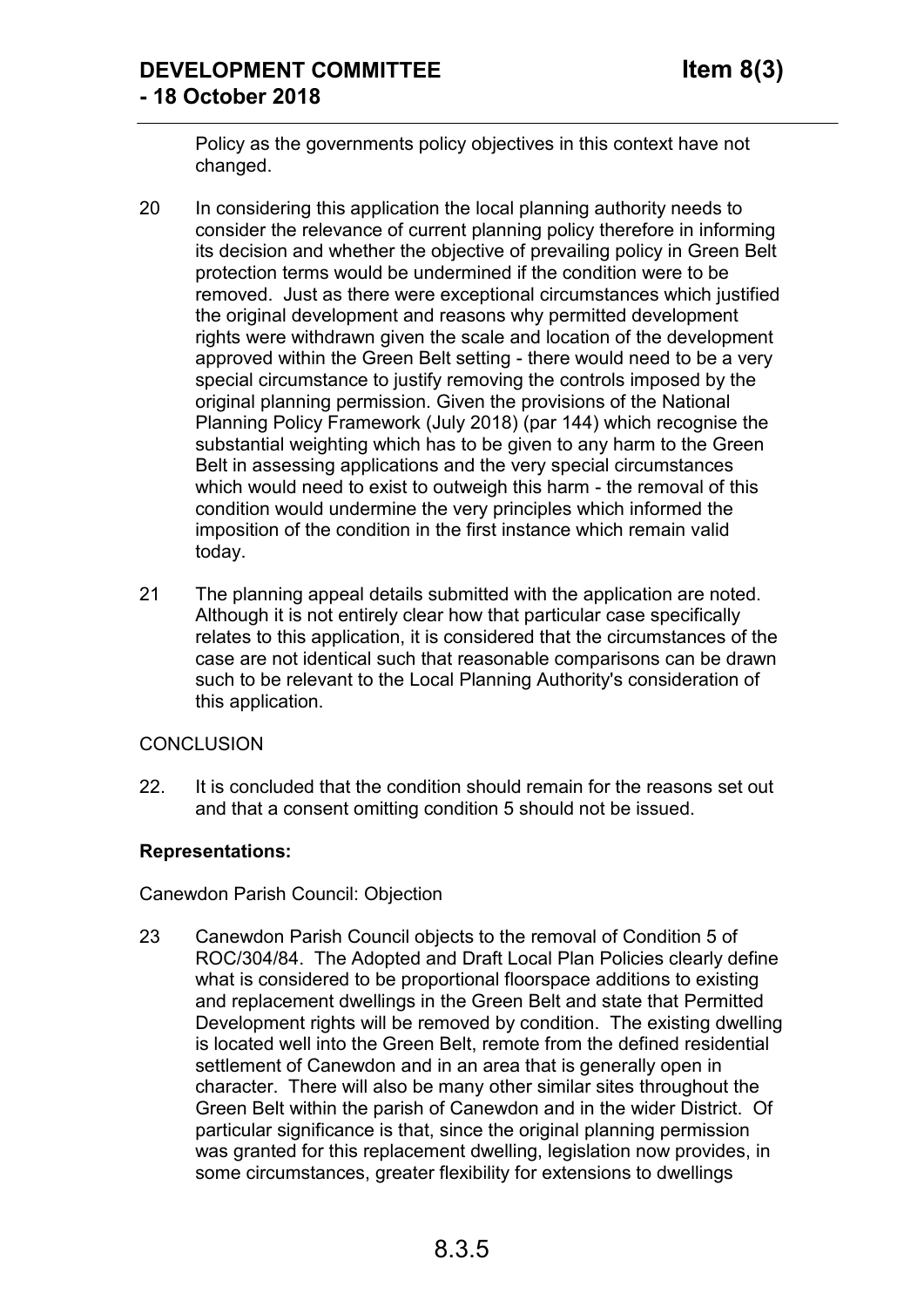Policy as the governments policy objectives in this context have not changed.

20 In considering this application the local planning authority needs to consider the relevance of current planning policy therefore in informing its decision and whether the objective of prevailing policy in Green Belt protection terms would be undermined if the condition were to be removed. Just as there were exceptional circumstances which justified the original development and reasons why permitted development rights were withdrawn given the scale and location of the development approved within the Green Belt setting - there would need to be a very special circumstance to justify removing the controls imposed by the original planning permission. Given the provisions of the National Planning Policy Framework (July 2018) (par 144) which recognise the substantial weighting which has to be given to any harm to the Green Belt in assessing applications and the very special circumstances which would need to exist to outweigh this harm - the removal of this condition would undermine the very principles which informed the imposition of the condition in the first instance which remain valid today.

21 The planning appeal details submitted with the application are noted. Although it is not entirely clear how that particular case specifically relates to this application, it is considered that the circumstances of the case are not identical such that reasonable comparisons can be drawn such to be relevant to the Local Planning Authority's consideration of this application.

CONCLUSION

22. It is concluded that the condition should remain for the reasons set out and that a consent omitting condition 5 should not be issued.

**Representations:**

Canewdon Parish Council: Objection

23 Canewdon Parish Council objects to the removal of Condition 5 of ROC/304/84. The Adopted and Draft Local Plan Policies clearly define what is considered to be proportional floorspace additions to existing and replacement dwellings in the Green Belt and state that Permitted Development rights will be removed by condition. The existing dwelling is located well into the Green Belt, remote from the defined residential settlement of Canewdon and in an area that is generally open in character. There will also be many other similar sites throughout the Green Belt within the parish of Canewdon and in the wider District. Of particular significance is that, since the original planning permission was granted for this replacement dwelling, legislation now provides, in some circumstances, greater flexibility for extensions to dwellings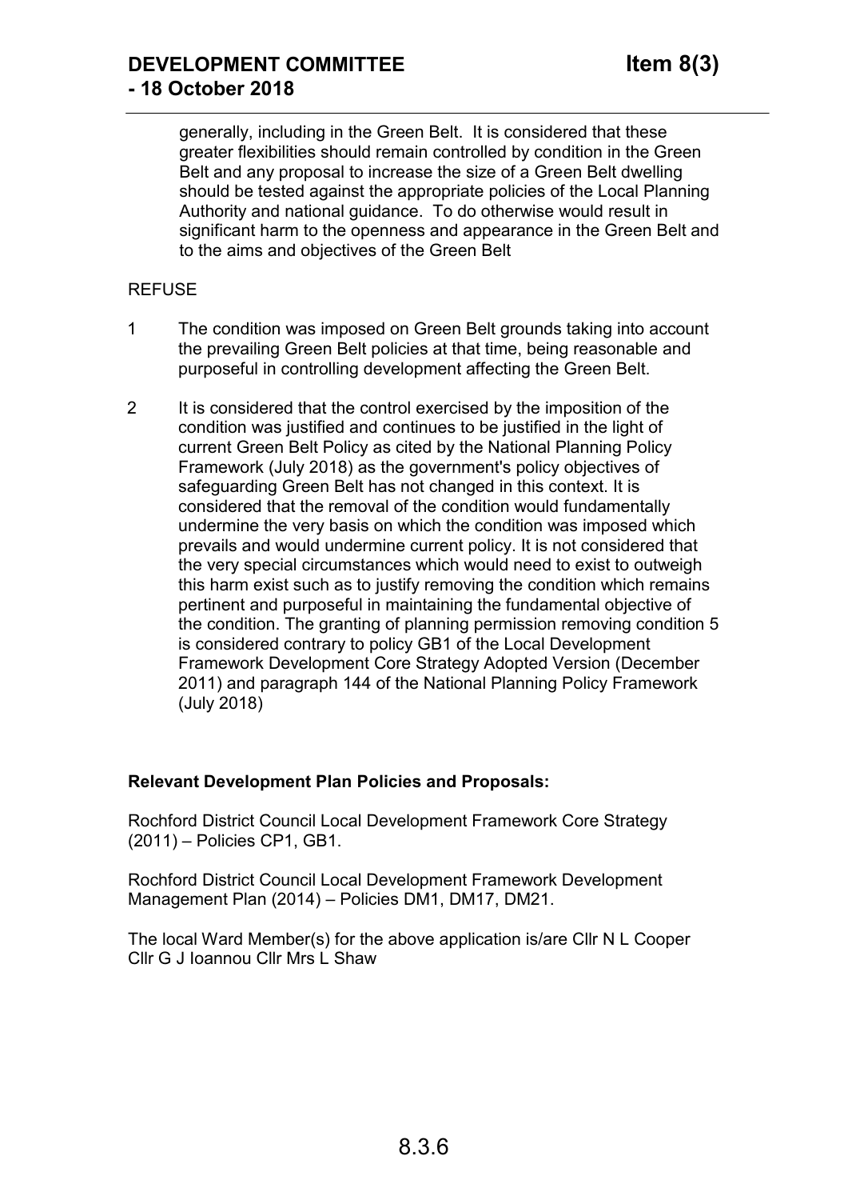generally, including in the Green Belt. It is considered that these greater flexibilities should remain controlled by condition in the Green Belt and any proposal to increase the size of a Green Belt dwelling should be tested against the appropriate policies of the Local Planning Authority and national guidance. To do otherwise would result in significant harm to the openness and appearance in the Green Belt and to the aims and objectives of the Green Belt

REFUSE

1 The condition was imposed on Green Belt grounds taking into account the prevailing Green Belt policies at that time, being reasonable and purposeful in controlling development affecting the Green Belt.

2 It is considered that the control exercised by the imposition of the condition was justified and continues to be justified in the light of current Green Belt Policy as cited by the National Planning Policy Framework (July 2018) as the government's policy objectives of safeguarding Green Belt has not changed in this context. It is considered that the removal of the condition would fundamentally undermine the very basis on which the condition was imposed which prevails and would undermine current policy. It is not considered that the very special circumstances which would need to exist to outweigh this harm exist such as to justify removing the condition which remains pertinent and purposeful in maintaining the fundamental objective of the condition. The granting of planning permission removing condition 5 is considered contrary to policy GB1 of the Local Development Framework Development Core Strategy Adopted Version (December 2011) and paragraph 144 of the National Planning Policy Framework (July 2018)

**Relevant Development Plan Policies and Proposals:**

Rochford District Council Local Development Framework Core Strategy (2011) – Policies CP1, GB1.

Rochford District Council Local Development Framework Development Management Plan (2014) – Policies DM1, DM17, DM21.

The local Ward Member(s) for the above application is/are Cllr N L Cooper Cllr G J Ioannou Cllr Mrs L Shaw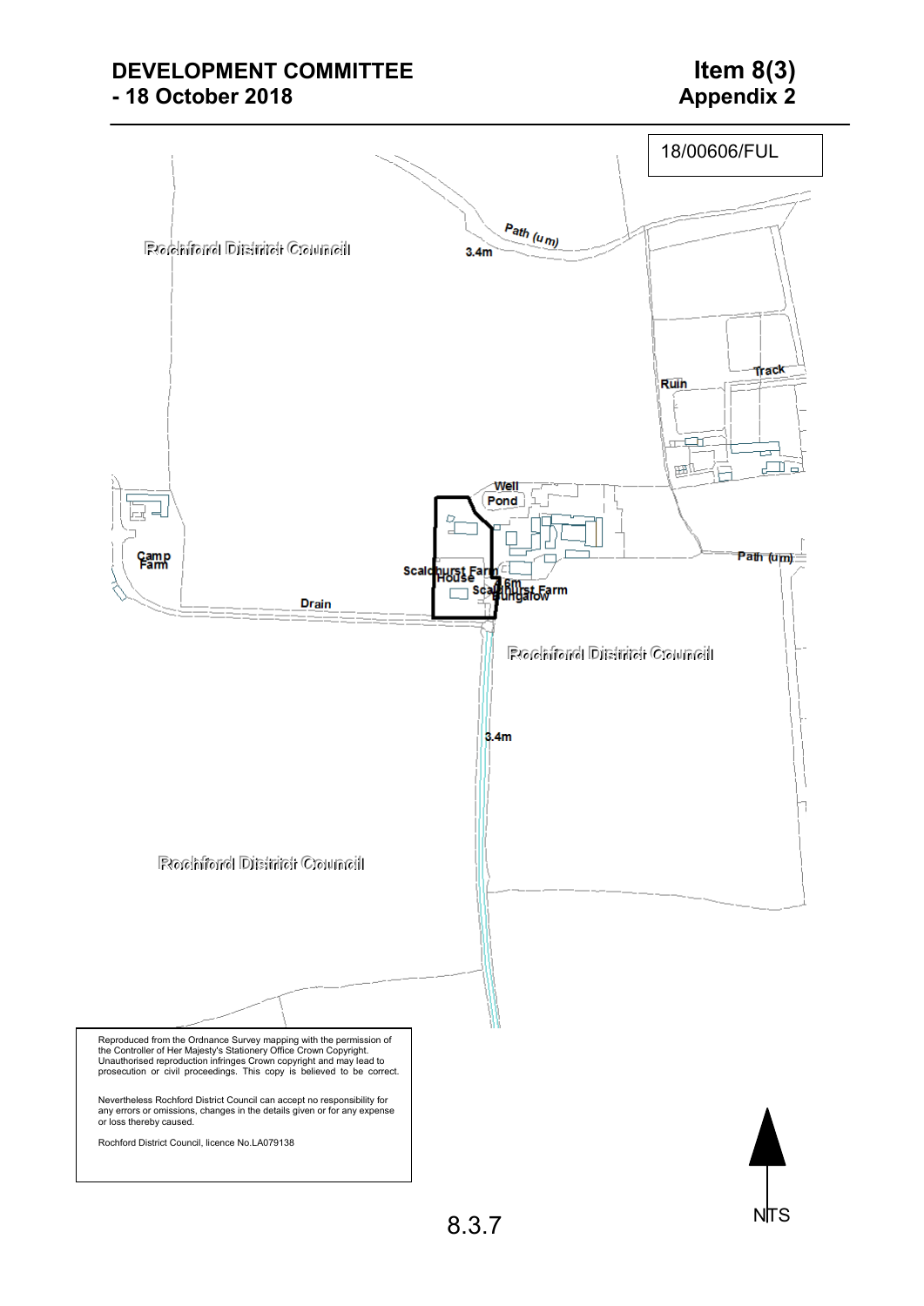**DEVELOPMENT COMMITTEE - 18 October 2018**

**Item 8(3) Appendix 2**

18/00606/FUL

Path (u m)

3.4m

Rochford District Council

Track

Ruin

Well

Pond

Camp Farm

Path (um)

Scalehurst Farm House

3.6m

Scalehurst Farm Bungalow

Drain

Rochford District Council

3.4m

Rochford District Council

Reproduced from the Ordnance Survey mapping with the permission of the Controller of Her Majesty's Stationery Office Crown Copyright. Unauthorised reproduction infringes Crown copyright and may lead to prosecution or civil proceedings. This copy is believed to be correct.

Nevertheless Rochford District Council can accept no responsibility for any errors or omissions, changes in the details given or for any expense or loss thereby caused.

Rochford District Council, licence No.LA079138

NTS